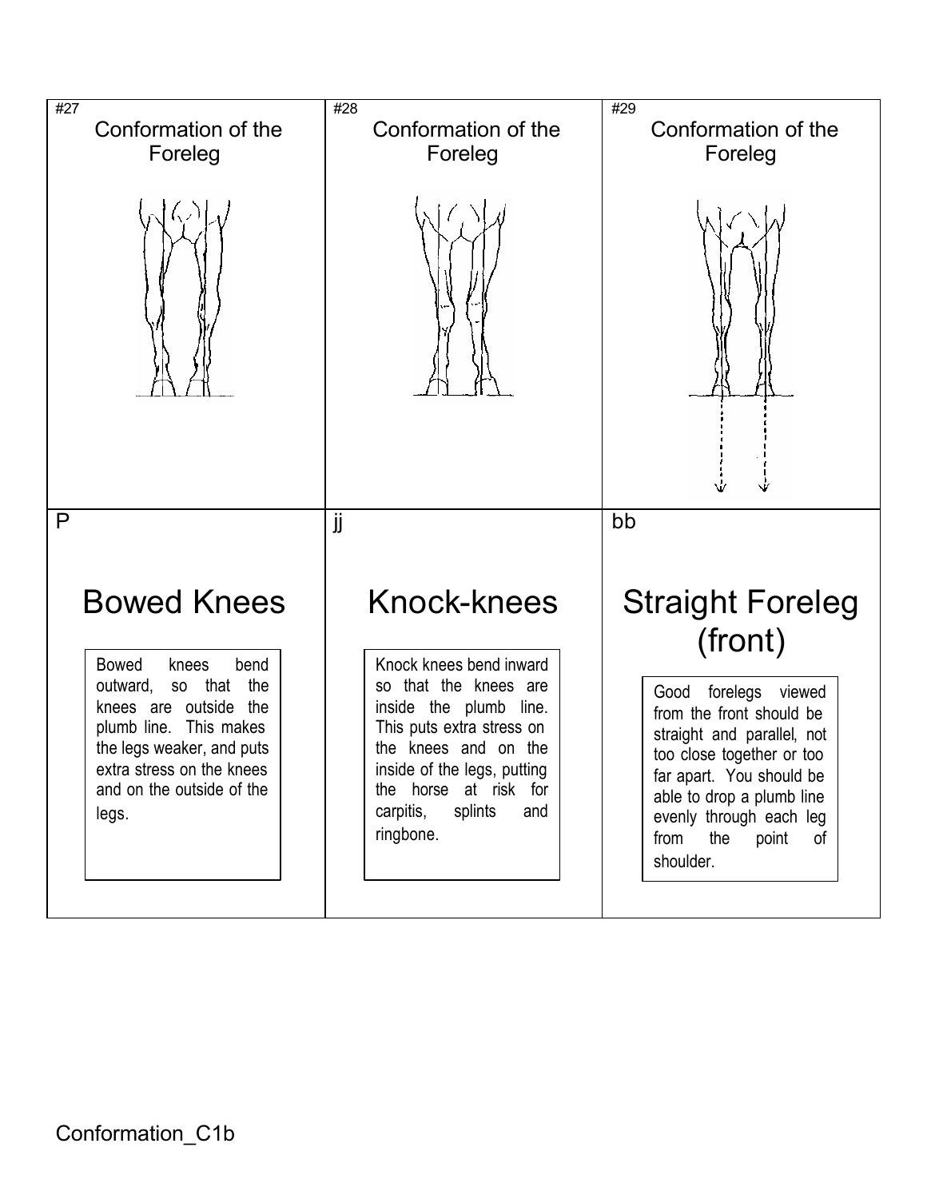#27

Conformation of the Foreleg

#28

Conformation of the Foreleg

#29

Conformation of the Foreleg

P

## Bowed Knees

Bowed knees bend outward, so that the knees are outside the plumb line. This makes the legs weaker, and puts extra stress on the knees and on the outside of the legs.

jj

## Knock-knees

Knock knees bend inward so that the knees are inside the plumb line. This puts extra stress on the knees and on the inside of the legs, putting the horse at risk for carpitis, splints and ringbone.

bb

## Straight Foreleg (front)

Good forelegs viewed from the front should be straight and parallel, not too close together or too far apart. You should be able to drop a plumb line evenly through each leg from the point of shoulder.

Conformation_C1b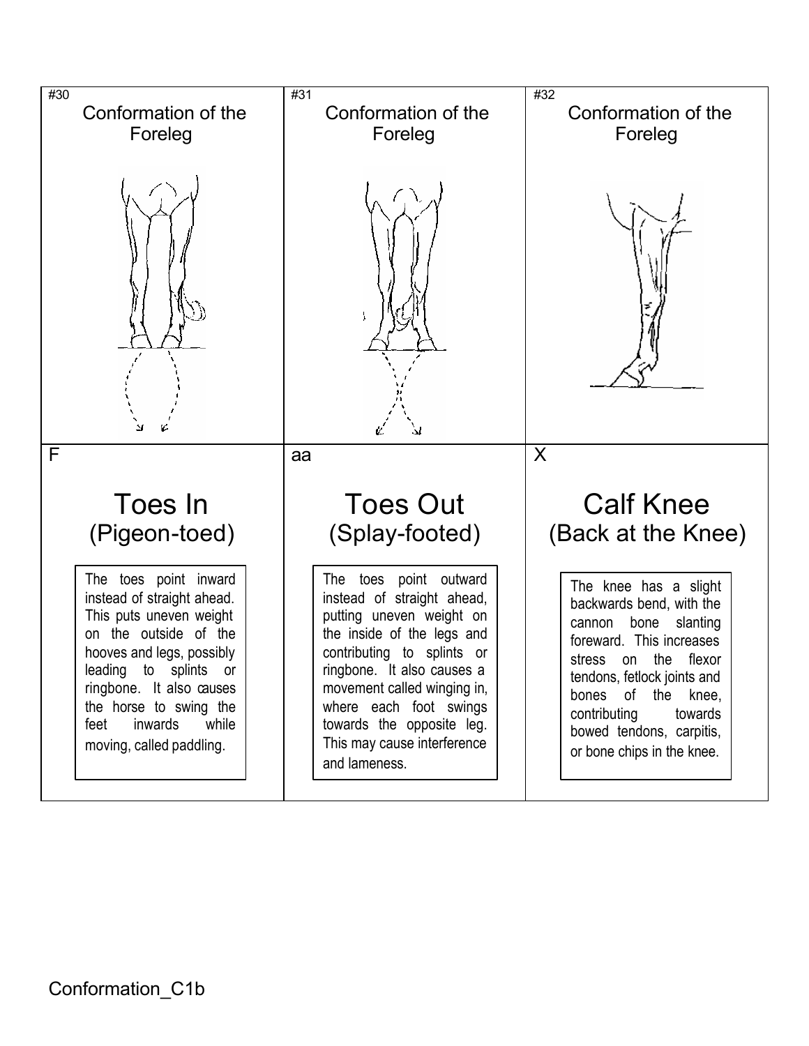#30

Conformation of the Foreleg

F

## Toes In
### (Pigeon-toed)

The toes point inward instead of straight ahead. This puts uneven weight on the outside of the hooves and legs, possibly leading to splints or ringbone. It also causes the horse to swing the feet inwards while moving, called paddling.

#31

Conformation of the Foreleg

aa

## Toes Out
### (Splay-footed)

The toes point outward instead of straight ahead, putting uneven weight on the inside of the legs and contributing to splints or ringbone. It also causes a movement called winging in, where each foot swings towards the opposite leg. This may cause interference and lameness.

#32

Conformation of the Foreleg

X

## Calf Knee
### (Back at the Knee)

The knee has a slight backwards bend, with the cannon bone slanting foreward. This increases stress on the flexor tendons, fetlock joints and bones of the knee, contributing towards bowed tendons, carpitis, or bone chips in the knee.

Conformation_C1b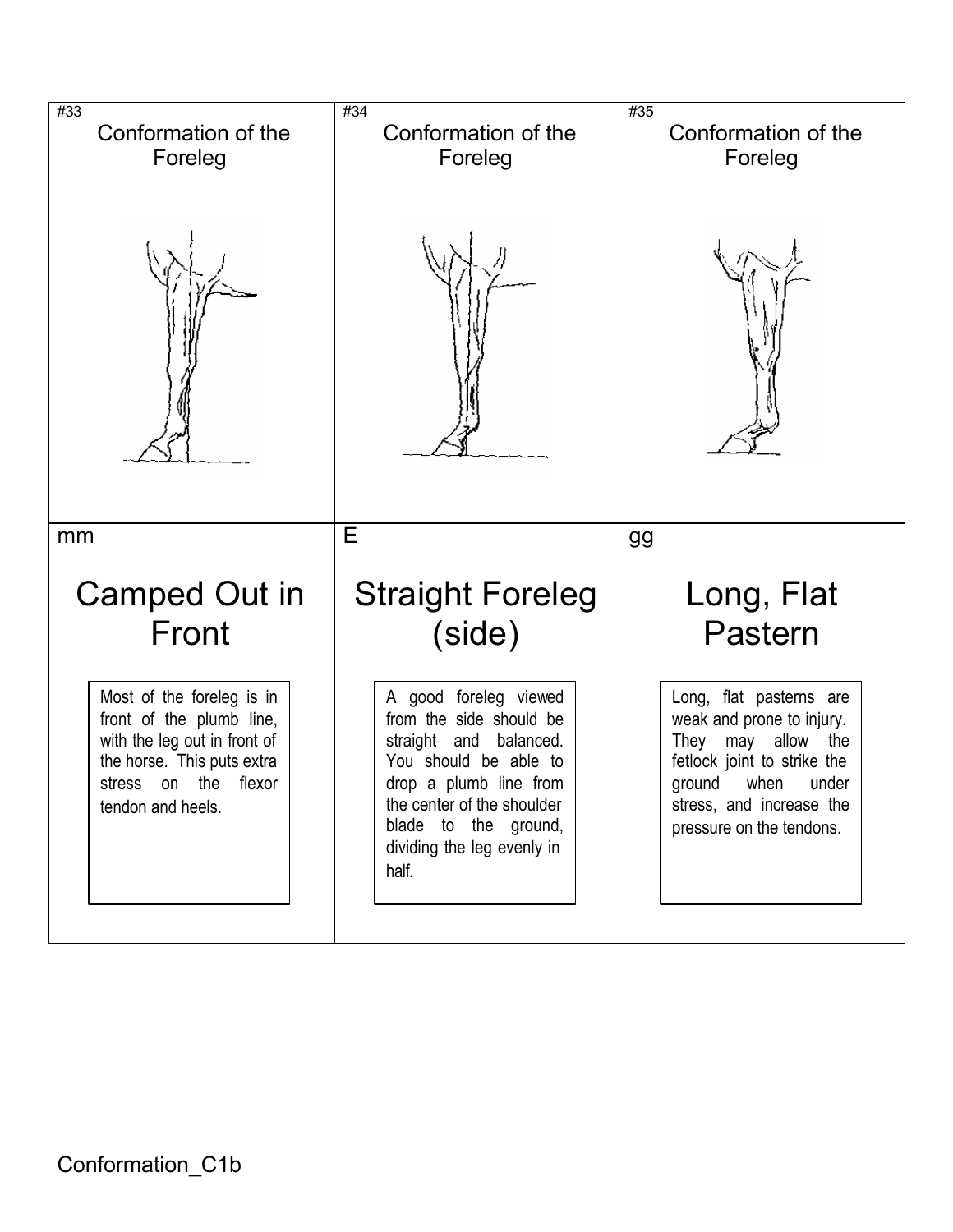| #33 Conformation of the Foreleg | #34 Conformation of the Foreleg | #35 Conformation of the Foreleg |
|---|---|---|
| mm | E | gg |
| **Camped Out in Front** | **Straight Foreleg (side)** | **Long, Flat Pastern** |
| Most of the foreleg is in front of the plumb line, with the leg out in front of the horse. This puts extra stress on the flexor tendon and heels. | A good foreleg viewed from the side should be straight and balanced. You should be able to drop a plumb line from the center of the shoulder blade to the ground, dividing the leg evenly in half. | Long, flat pasterns are weak and prone to injury. They may allow the fetlock joint to strike the ground when under stress, and increase the pressure on the tendons. |

Conformation_C1b